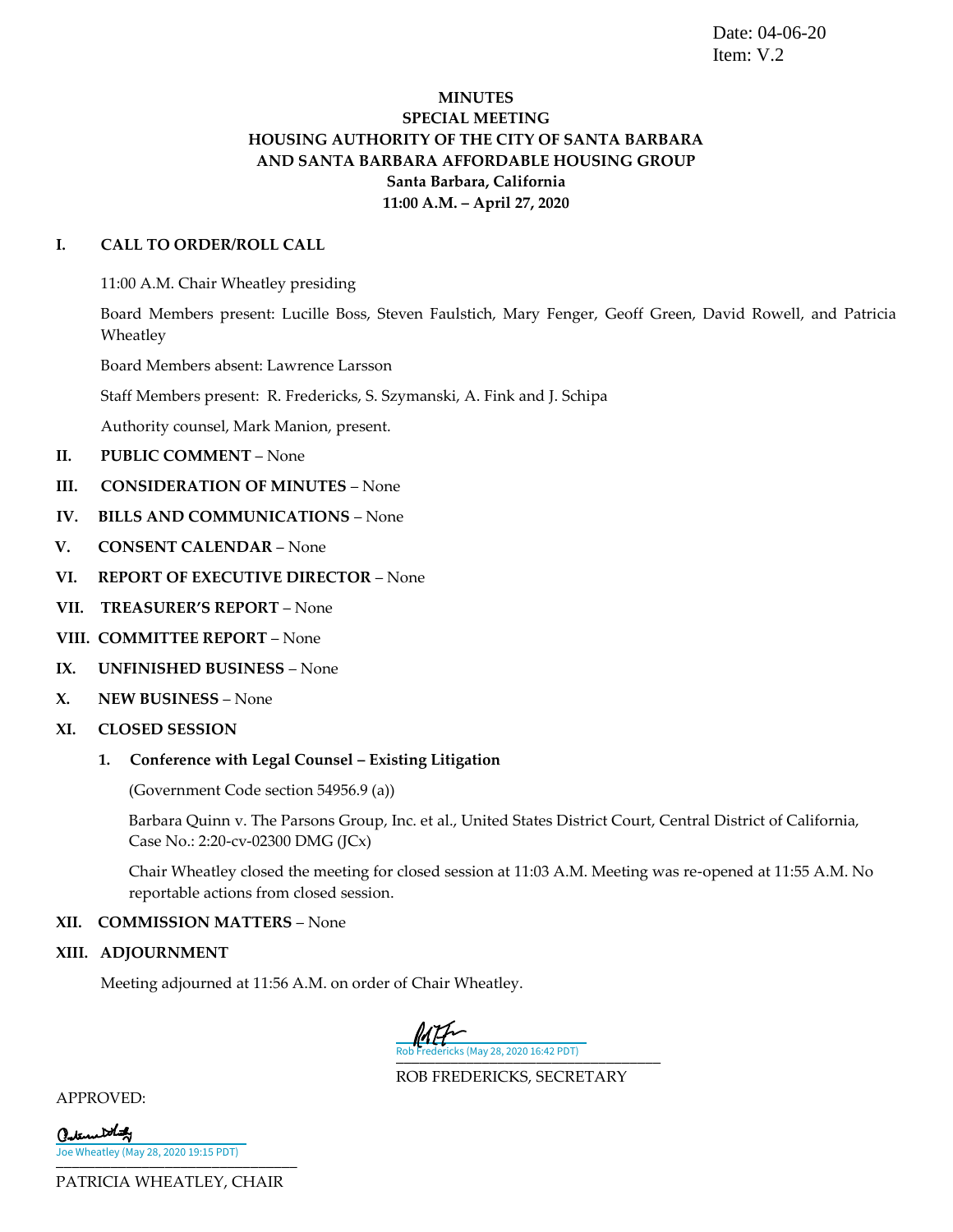Date: 04-06-20
Item: V.2

**MINUTES**
**SPECIAL MEETING**
**HOUSING AUTHORITY OF THE CITY OF SANTA BARBARA**
**AND SANTA BARBARA AFFORDABLE HOUSING GROUP**
**Santa Barbara, California**
**11:00 A.M. – April 27, 2020**

## I. CALL TO ORDER/ROLL CALL

11:00 A.M. Chair Wheatley presiding

Board Members present: Lucille Boss, Steven Faulstich, Mary Fenger, Geoff Green, David Rowell, and Patricia Wheatley

Board Members absent: Lawrence Larsson

Staff Members present: R. Fredericks, S. Szymanski, A. Fink and J. Schipa

Authority counsel, Mark Manion, present.

**II. PUBLIC COMMENT** – None

**III. CONSIDERATION OF MINUTES** – None

**IV. BILLS AND COMMUNICATIONS** – None

**V. CONSENT CALENDAR** – None

**VI. REPORT OF EXECUTIVE DIRECTOR** – None

**VII. TREASURER'S REPORT** – None

**VIII. COMMITTEE REPORT** – None

**IX. UNFINISHED BUSINESS** – None

**X. NEW BUSINESS** – None

## XI. CLOSED SESSION

**1. Conference with Legal Counsel – Existing Litigation**

(Government Code section 54956.9 (a))

Barbara Quinn v. The Parsons Group, Inc. et al., United States District Court, Central District of California, Case No.: 2:20-cv-02300 DMG (JCx)

Chair Wheatley closed the meeting for closed session at 11:03 A.M. Meeting was re-opened at 11:55 A.M. No reportable actions from closed session.

**XII. COMMISSION MATTERS** – None

## XIII. ADJOURNMENT

Meeting adjourned at 11:56 A.M. on order of Chair Wheatley.

Rob Fredericks (May 28, 2020 16:42 PDT)
___________________________________
ROB FREDERICKS, SECRETARY

APPROVED:

Joe Wheatley (May 28, 2020 19:15 PDT)
___________________________________
PATRICIA WHEATLEY, CHAIR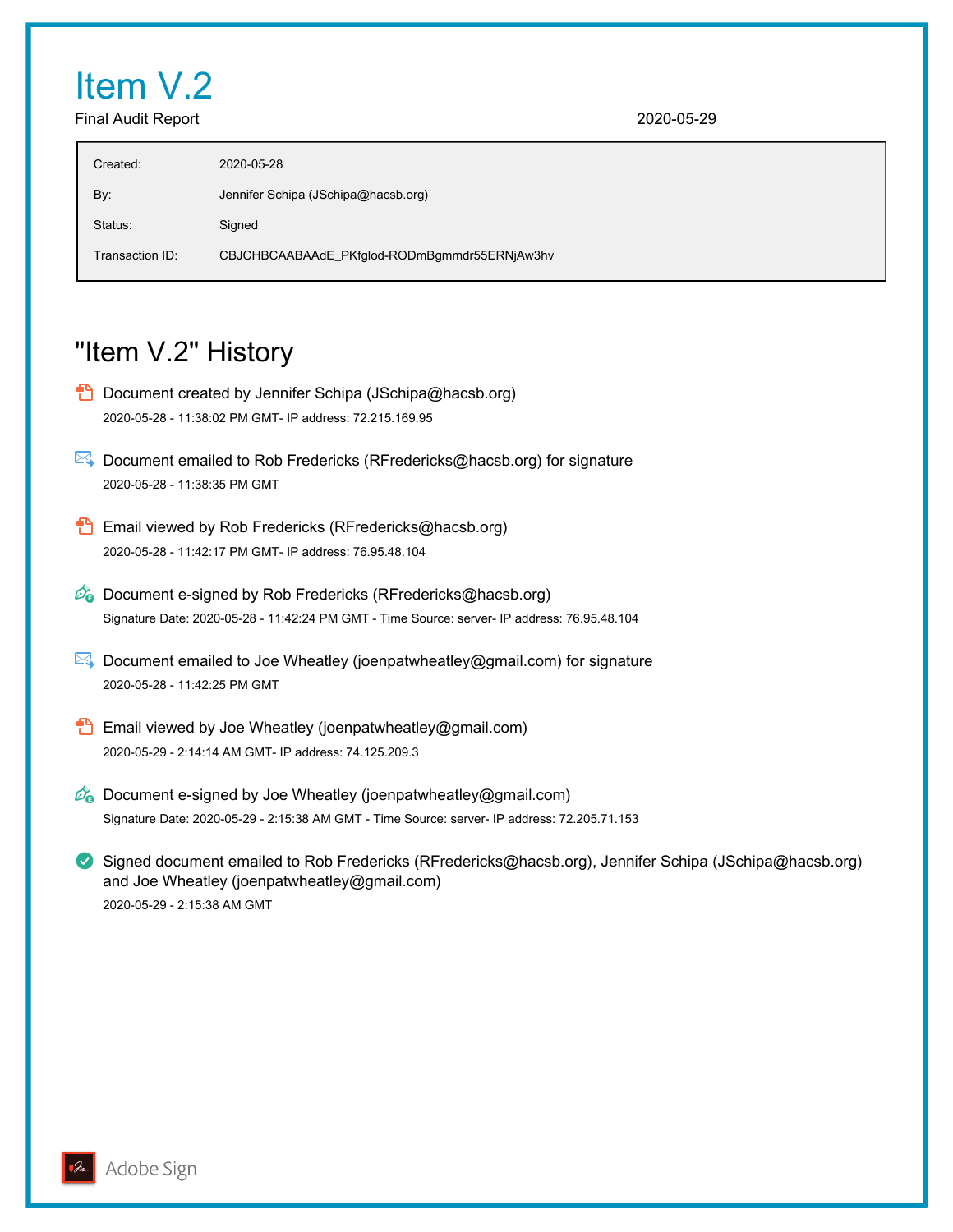# Item V.2

Final Audit Report 2020-05-29

| | |
|---|---|
| Created: | 2020-05-28 |
| By: | Jennifer Schipa (JSchipa@hacsb.org) |
| Status: | Signed |
| Transaction ID: | CBJCHBCAABAAdE_PKfglod-RODmBgmmdr55ERNjAw3hv |

## "Item V.2" History

- Document created by Jennifer Schipa (JSchipa@hacsb.org)
  2020-05-28 - 11:38:02 PM GMT- IP address: 72.215.169.95

- Document emailed to Rob Fredericks (RFredericks@hacsb.org) for signature
  2020-05-28 - 11:38:35 PM GMT

- Email viewed by Rob Fredericks (RFredericks@hacsb.org)
  2020-05-28 - 11:42:17 PM GMT- IP address: 76.95.48.104

- Document e-signed by Rob Fredericks (RFredericks@hacsb.org)
  Signature Date: 2020-05-28 - 11:42:24 PM GMT - Time Source: server- IP address: 76.95.48.104

- Document emailed to Joe Wheatley (joenpatwheatley@gmail.com) for signature
  2020-05-28 - 11:42:25 PM GMT

- Email viewed by Joe Wheatley (joenpatwheatley@gmail.com)
  2020-05-29 - 2:14:14 AM GMT- IP address: 74.125.209.3

- Document e-signed by Joe Wheatley (joenpatwheatley@gmail.com)
  Signature Date: 2020-05-29 - 2:15:38 AM GMT - Time Source: server- IP address: 72.205.71.153

- Signed document emailed to Rob Fredericks (RFredericks@hacsb.org), Jennifer Schipa (JSchipa@hacsb.org) and Joe Wheatley (joenpatwheatley@gmail.com)
  2020-05-29 - 2:15:38 AM GMT

Adobe Sign